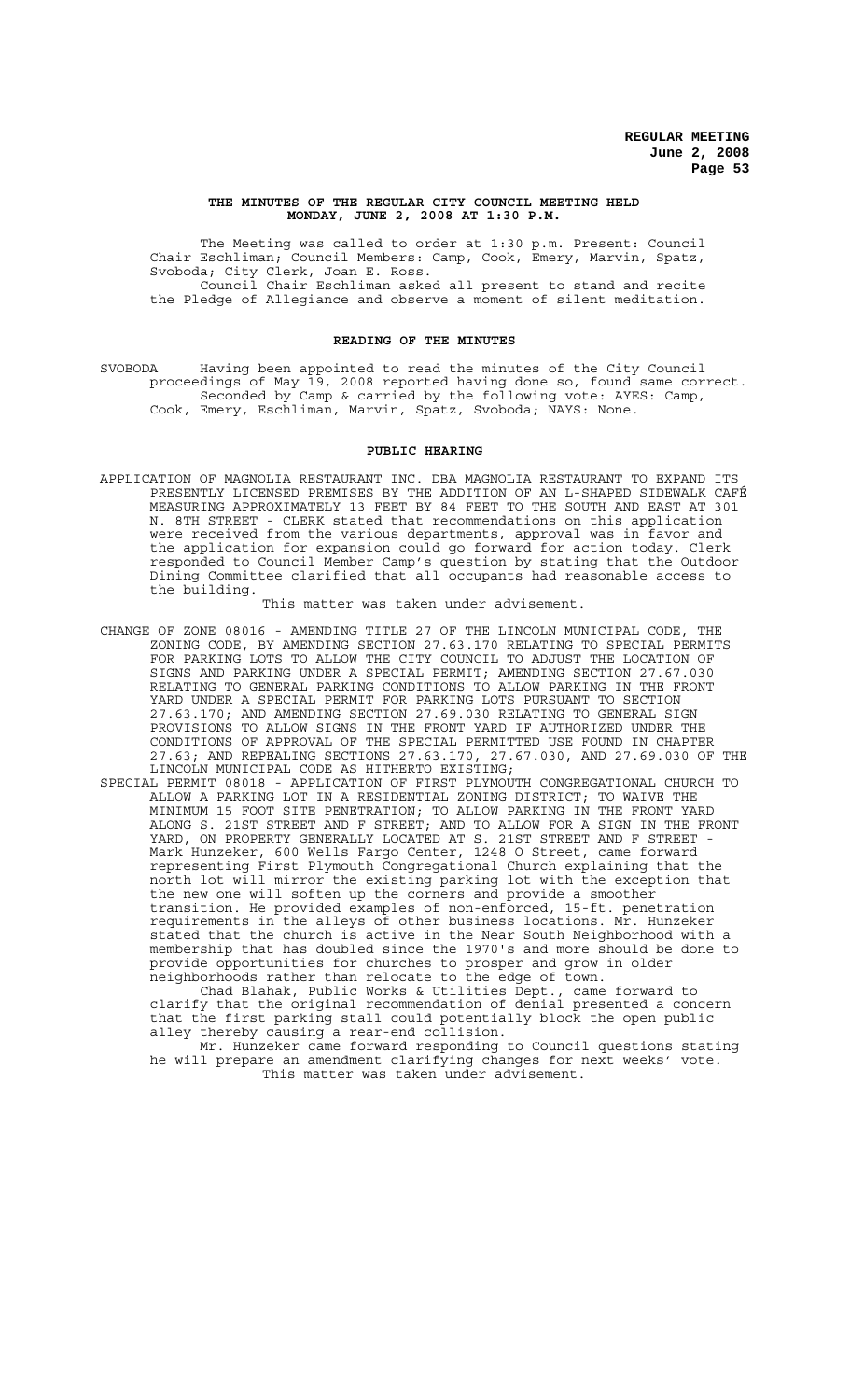**THE MINUTES OF THE REGULAR CITY COUNCIL MEETING HELD MONDAY, JUNE 2, 2008 AT 1:30 P.M.**

The Meeting was called to order at 1:30 p.m. Present: Council Chair Eschliman; Council Members: Camp, Cook, Emery, Marvin, Spatz, Svoboda; City Clerk, Joan E. Ross.

Council Chair Eschliman asked all present to stand and recite the Pledge of Allegiance and observe a moment of silent meditation.

## READING OF THE MINUTES

SVOBODA Having been appointed to read the minutes of the City Council proceedings of May 19, 2008 reported having done so, found same correct.

Seconded by Camp & carried by the following vote: AYES: Camp, Cook, Emery, Eschliman, Marvin, Spatz, Svoboda; NAYS: None.

## PUBLIC HEARING

APPLICATION OF MAGNOLIA RESTAURANT INC. DBA MAGNOLIA RESTAURANT TO EXPAND ITS PRESENTLY LICENSED PREMISES BY THE ADDITION OF AN L-SHAPED SIDEWALK CAFÉ MEASURING APPROXIMATELY 13 FEET BY 84 FEET TO THE SOUTH AND EAST AT 301 N. 8TH STREET - CLERK stated that recommendations on this application were received from the various departments, approval was in favor and the application for expansion could go forward for action today. Clerk responded to Council Member Camp's question by stating that the Outdoor Dining Committee clarified that all occupants had reasonable access to the building.

This matter was taken under advisement.

CHANGE OF ZONE 08016 - AMENDING TITLE 27 OF THE LINCOLN MUNICIPAL CODE, THE ZONING CODE, BY AMENDING SECTION 27.63.170 RELATING TO SPECIAL PERMITS FOR PARKING LOTS TO ALLOW THE CITY COUNCIL TO ADJUST THE LOCATION OF SIGNS AND PARKING UNDER A SPECIAL PERMIT; AMENDING SECTION 27.67.030 RELATING TO GENERAL PARKING CONDITIONS TO ALLOW PARKING IN THE FRONT YARD UNDER A SPECIAL PERMIT FOR PARKING LOTS PURSUANT TO SECTION 27.63.170; AND AMENDING SECTION 27.69.030 RELATING TO GENERAL SIGN PROVISIONS TO ALLOW SIGNS IN THE FRONT YARD IF AUTHORIZED UNDER THE CONDITIONS OF APPROVAL OF THE SPECIAL PERMITTED USE FOUND IN CHAPTER 27.63; AND REPEALING SECTIONS 27.63.170, 27.67.030, AND 27.69.030 OF THE LINCOLN MUNICIPAL CODE AS HITHERTO EXISTING;

SPECIAL PERMIT 08018 - APPLICATION OF FIRST PLYMOUTH CONGREGATIONAL CHURCH TO ALLOW A PARKING LOT IN A RESIDENTIAL ZONING DISTRICT; TO WAIVE THE MINIMUM 15 FOOT SITE PENETRATION; TO ALLOW PARKING IN THE FRONT YARD ALONG S. 21ST STREET AND F STREET; AND TO ALLOW FOR A SIGN IN THE FRONT YARD, ON PROPERTY GENERALLY LOCATED AT S. 21ST STREET AND F STREET - Mark Hunzeker, 600 Wells Fargo Center, 1248 O Street, came forward representing First Plymouth Congregational Church explaining that the north lot will mirror the existing parking lot with the exception that the new one will soften up the corners and provide a smoother transition. He provided examples of non-enforced, 15-ft. penetration requirements in the alleys of other business locations. Mr. Hunzeker stated that the church is active in the Near South Neighborhood with a membership that has doubled since the 1970's and more should be done to provide opportunities for churches to prosper and grow in older neighborhoods rather than relocate to the edge of town.

Chad Blahak, Public Works & Utilities Dept., came forward to clarify that the original recommendation of denial presented a concern that the first parking stall could potentially block the open public alley thereby causing a rear-end collision.

Mr. Hunzeker came forward responding to Council questions stating he will prepare an amendment clarifying changes for next weeks' vote.

This matter was taken under advisement.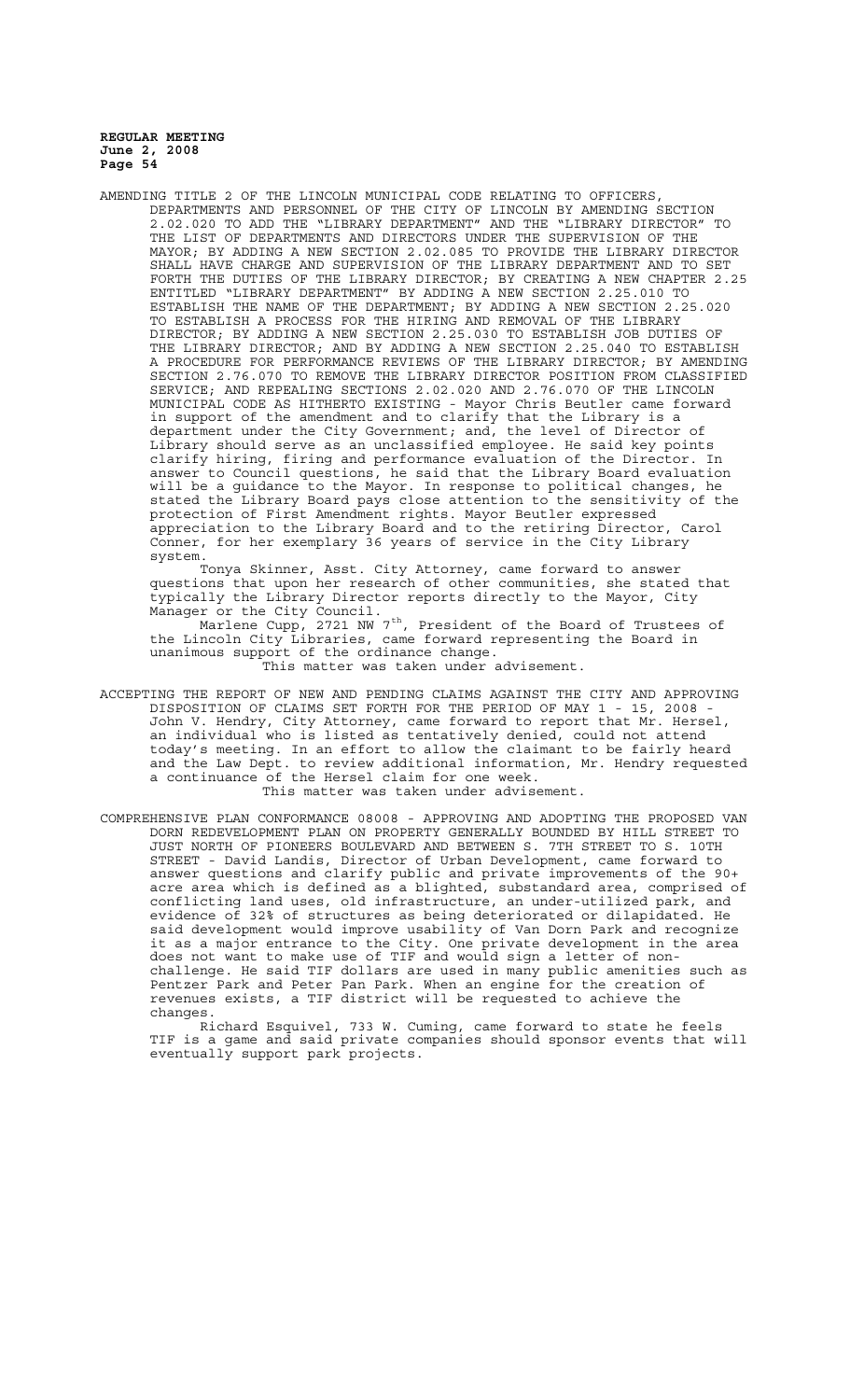AMENDING TITLE 2 OF THE LINCOLN MUNICIPAL CODE RELATING TO OFFICERS, DEPARTMENTS AND PERSONNEL OF THE CITY OF LINCOLN BY AMENDING SECTION 2.02.020 TO ADD THE "LIBRARY DEPARTMENT" AND THE "LIBRARY DIRECTOR" TO THE LIST OF DEPARTMENTS AND DIRECTORS UNDER THE SUPERVISION OF THE MAYOR; BY ADDING A NEW SECTION 2.02.085 TO PROVIDE THE LIBRARY DIRECTOR SHALL HAVE CHARGE AND SUPERVISION OF THE LIBRARY DEPARTMENT AND TO SET FORTH THE DUTIES OF THE LIBRARY DIRECTOR; BY CREATING A NEW CHAPTER 2.25 ENTITLED "LIBRARY DEPARTMENT" BY ADDING A NEW SECTION 2.25.010 TO ESTABLISH THE NAME OF THE DEPARTMENT; BY ADDING A NEW SECTION 2.25.020 TO ESTABLISH A PROCESS FOR THE HIRING AND REMOVAL OF THE LIBRARY DIRECTOR; BY ADDING A NEW SECTION 2.25.030 TO ESTABLISH JOB DUTIES OF THE LIBRARY DIRECTOR; AND BY ADDING A NEW SECTION 2.25.040 TO ESTABLISH A PROCEDURE FOR PERFORMANCE REVIEWS OF THE LIBRARY DIRECTOR; BY AMENDING SECTION 2.76.070 TO REMOVE THE LIBRARY DIRECTOR POSITION FROM CLASSIFIED SERVICE; AND REPEALING SECTIONS 2.02.020 AND 2.76.070 OF THE LINCOLN MUNICIPAL CODE AS HITHERTO EXISTING - Mayor Chris Beutler came forward in support of the amendment and to clarify that the Library is a department under the City Government; and, the level of Director of Library should serve as an unclassified employee. He said key points clarify hiring, firing and performance evaluation of the Director. In answer to Council questions, he said that the Library Board evaluation will be a guidance to the Mayor. In response to political changes, he stated the Library Board pays close attention to the sensitivity of the protection of First Amendment rights. Mayor Beutler expressed appreciation to the Library Board and to the retiring Director, Carol Conner, for her exemplary 36 years of service in the City Library system.

Tonya Skinner, Asst. City Attorney, came forward to answer questions that upon her research of other communities, she stated that typically the Library Director reports directly to the Mayor, City Manager or the City Council.

Marlene Cupp, 2721 NW 7th, President of the Board of Trustees of the Lincoln City Libraries, came forward representing the Board in unanimous support of the ordinance change.

This matter was taken under advisement.

ACCEPTING THE REPORT OF NEW AND PENDING CLAIMS AGAINST THE CITY AND APPROVING DISPOSITION OF CLAIMS SET FORTH FOR THE PERIOD OF MAY 1 - 15, 2008 - John V. Hendry, City Attorney, came forward to report that Mr. Hersel, an individual who is listed as tentatively denied, could not attend today's meeting. In an effort to allow the claimant to be fairly heard and the Law Dept. to review additional information, Mr. Hendry requested a continuance of the Hersel claim for one week.

This matter was taken under advisement.

COMPREHENSIVE PLAN CONFORMANCE 08008 - APPROVING AND ADOPTING THE PROPOSED VAN DORN REDEVELOPMENT PLAN ON PROPERTY GENERALLY BOUNDED BY HILL STREET TO JUST NORTH OF PIONEERS BOULEVARD AND BETWEEN S. 7TH STREET TO S. 10TH STREET - David Landis, Director of Urban Development, came forward to answer questions and clarify public and private improvements of the 90+ acre area which is defined as a blighted, substandard area, comprised of conflicting land uses, old infrastructure, an under-utilized park, and evidence of 32% of structures as being deteriorated or dilapidated. He said development would improve usability of Van Dorn Park and recognize it as a major entrance to the City. One private development in the area does not want to make use of TIF and would sign a letter of non-challenge. He said TIF dollars are used in many public amenities such as Pentzer Park and Peter Pan Park. When an engine for the creation of revenues exists, a TIF district will be requested to achieve the changes.

Richard Esquivel, 733 W. Cuming, came forward to state he feels TIF is a game and said private companies should sponsor events that will eventually support park projects.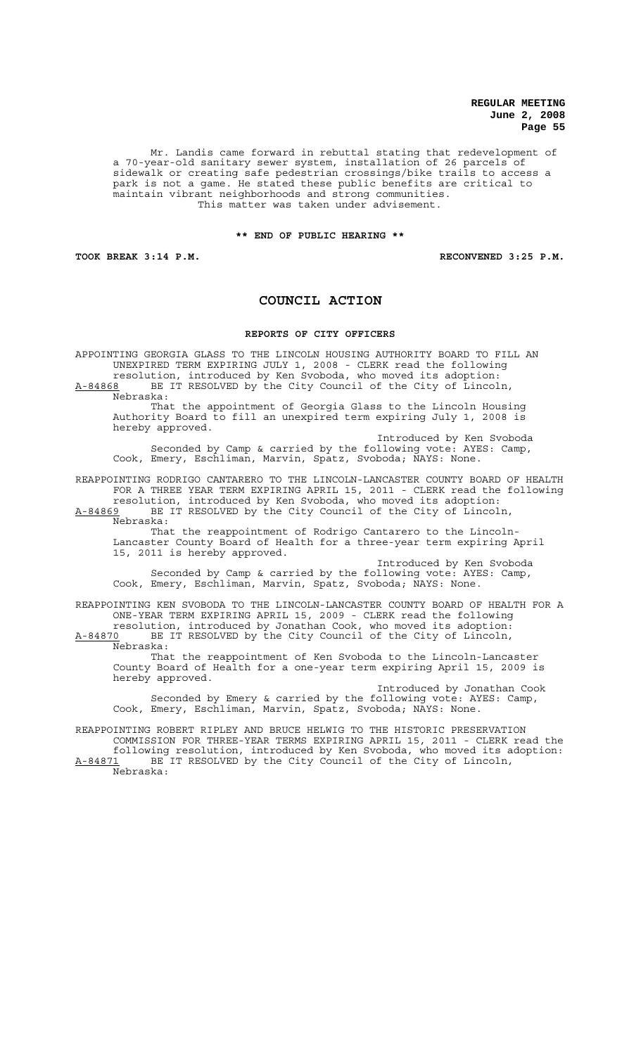Mr. Landis came forward in rebuttal stating that redevelopment of a 70-year-old sanitary sewer system, installation of 26 parcels of sidewalk or creating safe pedestrian crossings/bike trails to access a park is not a game. He stated these public benefits are critical to maintain vibrant neighborhoods and strong communities.

This matter was taken under advisement.

**\*\* END OF PUBLIC HEARING \*\***

**TOOK BREAK 3:14 P.M.** **RECONVENED 3:25 P.M.**

## COUNCIL ACTION

### REPORTS OF CITY OFFICERS

APPOINTING GEORGIA GLASS TO THE LINCOLN HOUSING AUTHORITY BOARD TO FILL AN UNEXPIRED TERM EXPIRING JULY 1, 2008 - CLERK read the following resolution, introduced by Ken Svoboda, who moved its adoption:

A-84868 BE IT RESOLVED by the City Council of the City of Lincoln, Nebraska:

That the appointment of Georgia Glass to the Lincoln Housing Authority Board to fill an unexpired term expiring July 1, 2008 is hereby approved.

Introduced by Ken Svoboda

Seconded by Camp & carried by the following vote: AYES: Camp, Cook, Emery, Eschliman, Marvin, Spatz, Svoboda; NAYS: None.

REAPPOINTING RODRIGO CANTARERO TO THE LINCOLN-LANCASTER COUNTY BOARD OF HEALTH FOR A THREE YEAR TERM EXPIRING APRIL 15, 2011 - CLERK read the following resolution, introduced by Ken Svoboda, who moved its adoption:

A-84869 BE IT RESOLVED by the City Council of the City of Lincoln, Nebraska:

That the reappointment of Rodrigo Cantarero to the Lincoln-Lancaster County Board of Health for a three-year term expiring April 15, 2011 is hereby approved.

Introduced by Ken Svoboda

Seconded by Camp & carried by the following vote: AYES: Camp, Cook, Emery, Eschliman, Marvin, Spatz, Svoboda; NAYS: None.

REAPPOINTING KEN SVOBODA TO THE LINCOLN-LANCASTER COUNTY BOARD OF HEALTH FOR A ONE-YEAR TERM EXPIRING APRIL 15, 2009 - CLERK read the following resolution, introduced by Jonathan Cook, who moved its adoption:

A-84870 BE IT RESOLVED by the City Council of the City of Lincoln, Nebraska:

That the reappointment of Ken Svoboda to the Lincoln-Lancaster County Board of Health for a one-year term expiring April 15, 2009 is hereby approved.

Introduced by Jonathan Cook

Seconded by Emery & carried by the following vote: AYES: Camp, Cook, Emery, Eschliman, Marvin, Spatz, Svoboda; NAYS: None.

REAPPOINTING ROBERT RIPLEY AND BRUCE HELWIG TO THE HISTORIC PRESERVATION COMMISSION FOR THREE-YEAR TERMS EXPIRING APRIL 15, 2011 - CLERK read the following resolution, introduced by Ken Svoboda, who moved its adoption:

A-84871 BE IT RESOLVED by the City Council of the City of Lincoln, Nebraska: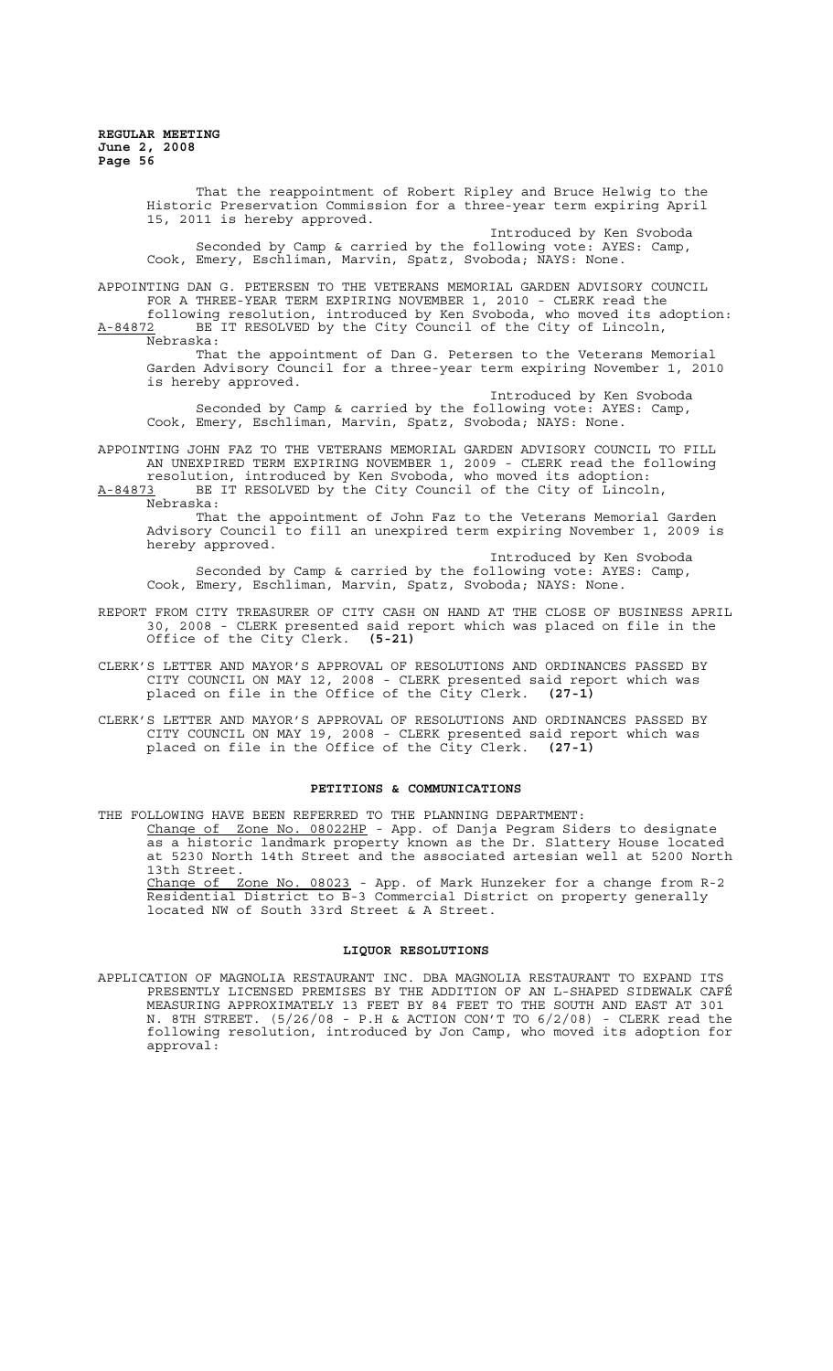That the reappointment of Robert Ripley and Bruce Helwig to the Historic Preservation Commission for a three-year term expiring April 15, 2011 is hereby approved.

Introduced by Ken Svoboda

Seconded by Camp & carried by the following vote: AYES: Camp, Cook, Emery, Eschliman, Marvin, Spatz, Svoboda; NAYS: None.

APPOINTING DAN G. PETERSEN TO THE VETERANS MEMORIAL GARDEN ADVISORY COUNCIL FOR A THREE-YEAR TERM EXPIRING NOVEMBER 1, 2010 - CLERK read the following resolution, introduced by Ken Svoboda, who moved its adoption:

A-84872 BE IT RESOLVED by the City Council of the City of Lincoln, Nebraska:

That the appointment of Dan G. Petersen to the Veterans Memorial Garden Advisory Council for a three-year term expiring November 1, 2010 is hereby approved.

Introduced by Ken Svoboda

Seconded by Camp & carried by the following vote: AYES: Camp, Cook, Emery, Eschliman, Marvin, Spatz, Svoboda; NAYS: None.

APPOINTING JOHN FAZ TO THE VETERANS MEMORIAL GARDEN ADVISORY COUNCIL TO FILL AN UNEXPIRED TERM EXPIRING NOVEMBER 1, 2009 - CLERK read the following resolution, introduced by Ken Svoboda, who moved its adoption:

A-84873 BE IT RESOLVED by the City Council of the City of Lincoln, Nebraska:

That the appointment of John Faz to the Veterans Memorial Garden Advisory Council to fill an unexpired term expiring November 1, 2009 is hereby approved.

Introduced by Ken Svoboda

Seconded by Camp & carried by the following vote: AYES: Camp, Cook, Emery, Eschliman, Marvin, Spatz, Svoboda; NAYS: None.

REPORT FROM CITY TREASURER OF CITY CASH ON HAND AT THE CLOSE OF BUSINESS APRIL 30, 2008 - CLERK presented said report which was placed on file in the Office of the City Clerk. **(5-21)**

CLERK'S LETTER AND MAYOR'S APPROVAL OF RESOLUTIONS AND ORDINANCES PASSED BY CITY COUNCIL ON MAY 12, 2008 - CLERK presented said report which was placed on file in the Office of the City Clerk. **(27-1)**

CLERK'S LETTER AND MAYOR'S APPROVAL OF RESOLUTIONS AND ORDINANCES PASSED BY CITY COUNCIL ON MAY 19, 2008 - CLERK presented said report which was placed on file in the Office of the City Clerk. **(27-1)**

## PETITIONS & COMMUNICATIONS

THE FOLLOWING HAVE BEEN REFERRED TO THE PLANNING DEPARTMENT:

Change of Zone No. 08022HP - App. of Danja Pegram Siders to designate as a historic landmark property known as the Dr. Slattery House located at 5230 North 14th Street and the associated artesian well at 5200 North 13th Street.

Change of Zone No. 08023 - App. of Mark Hunzeker for a change from R-2 Residential District to B-3 Commercial District on property generally located NW of South 33rd Street & A Street.

## LIQUOR RESOLUTIONS

APPLICATION OF MAGNOLIA RESTAURANT INC. DBA MAGNOLIA RESTAURANT TO EXPAND ITS PRESENTLY LICENSED PREMISES BY THE ADDITION OF AN L-SHAPED SIDEWALK CAFÉ MEASURING APPROXIMATELY 13 FEET BY 84 FEET TO THE SOUTH AND EAST AT 301 N. 8TH STREET. (5/26/08 - P.H & ACTION CON'T TO 6/2/08) - CLERK read the following resolution, introduced by Jon Camp, who moved its adoption for approval: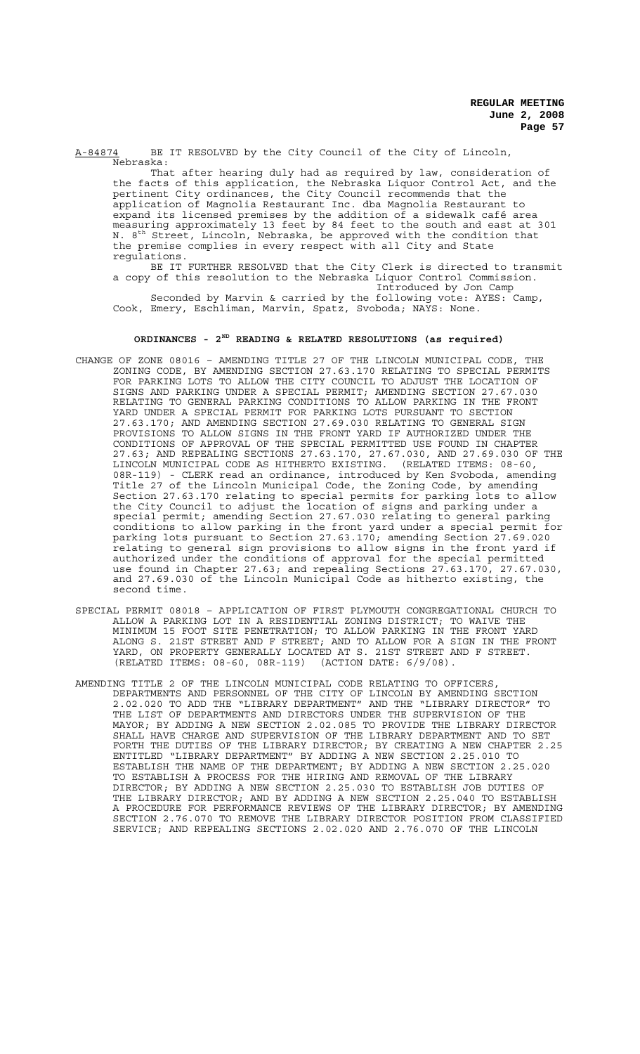A-84874 BE IT RESOLVED by the City Council of the City of Lincoln, Nebraska:

That after hearing duly had as required by law, consideration of the facts of this application, the Nebraska Liquor Control Act, and the pertinent City ordinances, the City Council recommends that the application of Magnolia Restaurant Inc. dba Magnolia Restaurant to expand its licensed premises by the addition of a sidewalk café area measuring approximately 13 feet by 84 feet to the south and east at 301 N. 8th Street, Lincoln, Nebraska, be approved with the condition that the premise complies in every respect with all City and State regulations.

BE IT FURTHER RESOLVED that the City Clerk is directed to transmit a copy of this resolution to the Nebraska Liquor Control Commission.

Introduced by Jon Camp

Seconded by Marvin & carried by the following vote: AYES: Camp, Cook, Emery, Eschliman, Marvin, Spatz, Svoboda; NAYS: None.

## ORDINANCES - 2ND READING & RELATED RESOLUTIONS (as required)

CHANGE OF ZONE 08016 – AMENDING TITLE 27 OF THE LINCOLN MUNICIPAL CODE, THE ZONING CODE, BY AMENDING SECTION 27.63.170 RELATING TO SPECIAL PERMITS FOR PARKING LOTS TO ALLOW THE CITY COUNCIL TO ADJUST THE LOCATION OF SIGNS AND PARKING UNDER A SPECIAL PERMIT; AMENDING SECTION 27.67.030 RELATING TO GENERAL PARKING CONDITIONS TO ALLOW PARKING IN THE FRONT YARD UNDER A SPECIAL PERMIT FOR PARKING LOTS PURSUANT TO SECTION 27.63.170; AND AMENDING SECTION 27.69.030 RELATING TO GENERAL SIGN PROVISIONS TO ALLOW SIGNS IN THE FRONT YARD IF AUTHORIZED UNDER THE CONDITIONS OF APPROVAL OF THE SPECIAL PERMITTED USE FOUND IN CHAPTER 27.63; AND REPEALING SECTIONS 27.63.170, 27.67.030, AND 27.69.030 OF THE LINCOLN MUNICIPAL CODE AS HITHERTO EXISTING. (RELATED ITEMS: 08-60, 08R-119) - CLERK read an ordinance, introduced by Ken Svoboda, amending Title 27 of the Lincoln Municipal Code, the Zoning Code, by amending Section 27.63.170 relating to special permits for parking lots to allow the City Council to adjust the location of signs and parking under a special permit; amending Section 27.67.030 relating to general parking conditions to allow parking in the front yard under a special permit for parking lots pursuant to Section 27.63.170; amending Section 27.69.020 relating to general sign provisions to allow signs in the front yard if authorized under the conditions of approval for the special permitted use found in Chapter 27.63; and repealing Sections 27.63.170, 27.67.030, and 27.69.030 of the Lincoln Municipal Code as hitherto existing, the second time.

SPECIAL PERMIT 08018 – APPLICATION OF FIRST PLYMOUTH CONGREGATIONAL CHURCH TO ALLOW A PARKING LOT IN A RESIDENTIAL ZONING DISTRICT; TO WAIVE THE MINIMUM 15 FOOT SITE PENETRATION; TO ALLOW PARKING IN THE FRONT YARD ALONG S. 21ST STREET AND F STREET; AND TO ALLOW FOR A SIGN IN THE FRONT YARD, ON PROPERTY GENERALLY LOCATED AT S. 21ST STREET AND F STREET. (RELATED ITEMS: 08-60, 08R-119) (ACTION DATE: 6/9/08).

AMENDING TITLE 2 OF THE LINCOLN MUNICIPAL CODE RELATING TO OFFICERS, DEPARTMENTS AND PERSONNEL OF THE CITY OF LINCOLN BY AMENDING SECTION 2.02.020 TO ADD THE "LIBRARY DEPARTMENT" AND THE "LIBRARY DIRECTOR" TO THE LIST OF DEPARTMENTS AND DIRECTORS UNDER THE SUPERVISION OF THE MAYOR; BY ADDING A NEW SECTION 2.02.085 TO PROVIDE THE LIBRARY DIRECTOR SHALL HAVE CHARGE AND SUPERVISION OF THE LIBRARY DEPARTMENT AND TO SET FORTH THE DUTIES OF THE LIBRARY DIRECTOR; BY CREATING A NEW CHAPTER 2.25 ENTITLED "LIBRARY DEPARTMENT" BY ADDING A NEW SECTION 2.25.010 TO ESTABLISH THE NAME OF THE DEPARTMENT; BY ADDING A NEW SECTION 2.25.020 TO ESTABLISH A PROCESS FOR THE HIRING AND REMOVAL OF THE LIBRARY DIRECTOR; BY ADDING A NEW SECTION 2.25.030 TO ESTABLISH JOB DUTIES OF THE LIBRARY DIRECTOR; AND BY ADDING A NEW SECTION 2.25.040 TO ESTABLISH A PROCEDURE FOR PERFORMANCE REVIEWS OF THE LIBRARY DIRECTOR; BY AMENDING SECTION 2.76.070 TO REMOVE THE LIBRARY DIRECTOR POSITION FROM CLASSIFIED SERVICE; AND REPEALING SECTIONS 2.02.020 AND 2.76.070 OF THE LINCOLN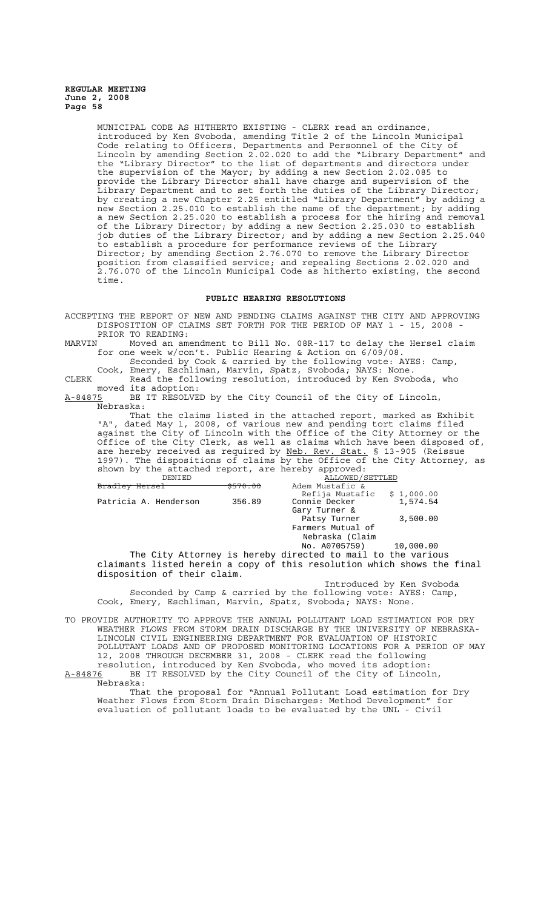MUNICIPAL CODE AS HITHERTO EXISTING - CLERK read an ordinance, introduced by Ken Svoboda, amending Title 2 of the Lincoln Municipal Code relating to Officers, Departments and Personnel of the City of Lincoln by amending Section 2.02.020 to add the "Library Department" and the "Library Director" to the list of departments and directors under the supervision of the Mayor; by adding a new Section 2.02.085 to provide the Library Director shall have charge and supervision of the Library Department and to set forth the duties of the Library Director; by creating a new Chapter 2.25 entitled "Library Department" by adding a new Section 2.25.010 to establish the name of the department; by adding a new Section 2.25.020 to establish a process for the hiring and removal of the Library Director; by adding a new Section 2.25.030 to establish job duties of the Library Director; and by adding a new Section 2.25.040 to establish a procedure for performance reviews of the Library Director; by amending Section 2.76.070 to remove the Library Director position from classified service; and repealing Sections 2.02.020 and 2.76.070 of the Lincoln Municipal Code as hitherto existing, the second time.

## PUBLIC HEARING RESOLUTIONS

ACCEPTING THE REPORT OF NEW AND PENDING CLAIMS AGAINST THE CITY AND APPROVING DISPOSITION OF CLAIMS SET FORTH FOR THE PERIOD OF MAY 1 - 15, 2008 - PRIOR TO READING:

MARVIN Moved an amendment to Bill No. 08R-117 to delay the Hersel claim for one week w/con't. Public Hearing & Action on 6/09/08.

Seconded by Cook & carried by the following vote: AYES: Camp, Cook, Emery, Eschliman, Marvin, Spatz, Svoboda; NAYS: None.

CLERK Read the following resolution, introduced by Ken Svoboda, who moved its adoption:

A-84875 BE IT RESOLVED by the City Council of the City of Lincoln, Nebraska:

That the claims listed in the attached report, marked as Exhibit "A", dated May 1, 2008, of various new and pending tort claims filed against the City of Lincoln with the Office of the City Attorney or the Office of the City Clerk, as well as claims which have been disposed of, are hereby received as required by Neb. Rev. Stat. § 13-905 (Reissue 1997). The dispositions of claims by the Office of the City Attorney, as shown by the attached report, are hereby approved:

| DENIED | | ALLOWED/SETTLED | |
|---|---|---|---|
| ~~Bradley Hersel~~ | ~~$570.00~~ | Adem Mustafic & Refija Mustafic | $ 1,000.00 |
| Patricia A. Henderson | 356.89 | Connie Decker | 1,574.54 |
| | | Gary Turner & Patsy Turner | 3,500.00 |
| | | Farmers Mutual of Nebraska (Claim No. A0705759) | 10,000.00 |

The City Attorney is hereby directed to mail to the various claimants listed herein a copy of this resolution which shows the final disposition of their claim.

Introduced by Ken Svoboda

Seconded by Camp & carried by the following vote: AYES: Camp, Cook, Emery, Eschliman, Marvin, Spatz, Svoboda; NAYS: None.

TO PROVIDE AUTHORITY TO APPROVE THE ANNUAL POLLUTANT LOAD ESTIMATION FOR DRY WEATHER FLOWS FROM STORM DRAIN DISCHARGE BY THE UNIVERSITY OF NEBRASKA-LINCOLN CIVIL ENGINEERING DEPARTMENT FOR EVALUATION OF HISTORIC POLLUTANT LOADS AND OF PROPOSED MONITORING LOCATIONS FOR A PERIOD OF MAY 12, 2008 THROUGH DECEMBER 31, 2008 - CLERK read the following resolution, introduced by Ken Svoboda, who moved its adoption:

A-84876 BE IT RESOLVED by the City Council of the City of Lincoln, Nebraska:

That the proposal for "Annual Pollutant Load estimation for Dry Weather Flows from Storm Drain Discharges: Method Development" for evaluation of pollutant loads to be evaluated by the UNL - Civil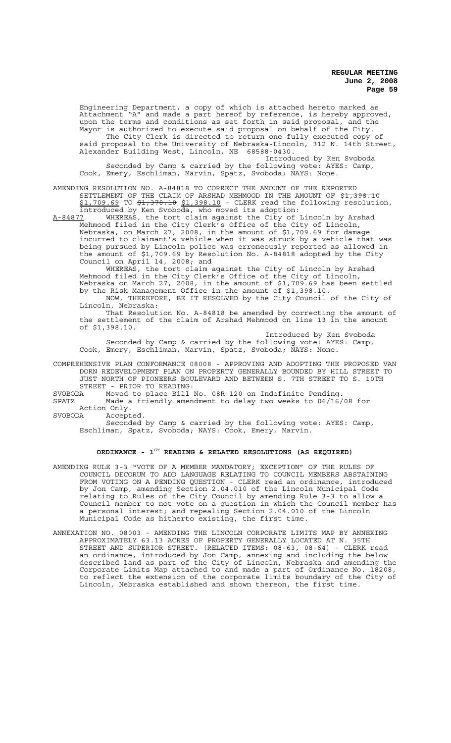Engineering Department, a copy of which is attached hereto marked as Attachment "A" and made a part hereof by reference, is hereby approved, upon the terms and conditions as set forth in said proposal, and the Mayor is authorized to execute said proposal on behalf of the City.

The City Clerk is directed to return one fully executed copy of said proposal to the University of Nebraska-Lincoln, 312 N. 14th Street, Alexander Building West, Lincoln, NE 68588-0430.

Introduced by Ken Svoboda

Seconded by Camp & carried by the following vote: AYES: Camp, Cook, Emery, Eschliman, Marvin, Spatz, Svoboda; NAYS: None.

AMENDING RESOLUTION NO. A-84818 TO CORRECT THE AMOUNT OF THE REPORTED SETTLEMENT OF THE CLAIM OF ARSHAD MEHMOOD IN THE AMOUNT OF ~~$1,398.10~~ $1,709.69 TO ~~$1,378.10~~ $1,398.10 - CLERK read the following resolution, introduced by Ken Svoboda, who moved its adoption:

A-84877 WHEREAS, the tort claim against the City of Lincoln by Arshad Mehmood filed in the City Clerk's Office of the City of Lincoln, Nebraska, on March 27, 2008, in the amount of $1,709.69 for damage incurred to claimant's vehicle when it was struck by a vehicle that was being pursued by Lincoln police was erroneously reported as allowed in the amount of $1,709.69 by Resolution No. A-84818 adopted by the City Council on April 14, 2008; and

WHEREAS, the tort claim against the City of Lincoln by Arshad Mehmood filed in the City Clerk's Office of the City of Lincoln, Nebraska on March 27, 2008, in the amount of $1,709.69 has been settled by the Risk Management Office in the amount of $1,398.10.

NOW, THEREFORE, BE IT RESOLVED by the City Council of the City of Lincoln, Nebraska:

That Resolution No. A-84818 be amended by correcting the amount of the settlement of the claim of Arshad Mehmood on line 13 in the amount of $1,398.10.

Introduced by Ken Svoboda

Seconded by Camp & carried by the following vote: AYES: Camp, Cook, Emery, Eschliman, Marvin, Spatz, Svoboda; NAYS: None.

COMPREHENSIVE PLAN CONFORMANCE 08008 - APPROVING AND ADOPTING THE PROPOSED VAN DORN REDEVELOPMENT PLAN ON PROPERTY GENERALLY BOUNDED BY HILL STREET TO JUST NORTH OF PIONEERS BOULEVARD AND BETWEEN S. 7TH STREET TO S. 10TH STREET - PRIOR TO READING:

SVOBODA Moved to place Bill No. 08R-120 on Indefinite Pending.

SPATZ Made a friendly amendment to delay two weeks to 06/16/08 for Action Only.

SVOBODA Accepted.

Seconded by Camp & carried by the following vote: AYES: Camp, Eschliman, Spatz, Svoboda; NAYS: Cook, Emery, Marvin.

## ORDINANCE - 1ST READING & RELATED RESOLUTIONS (AS REQUIRED)

AMENDING RULE 3-3 "VOTE OF A MEMBER MANDATORY; EXCEPTION" OF THE RULES OF COUNCIL DECORUM TO ADD LANGUAGE RELATING TO COUNCIL MEMBERS ABSTAINING FROM VOTING ON A PENDING QUESTION - CLERK read an ordinance, introduced by Jon Camp, amending Section 2.04.010 of the Lincoln Municipal Code relating to Rules of the City Council by amending Rule 3-3 to allow a Council member to not vote on a question in which the Council member has a personal interest; and repealing Section 2.04.010 of the Lincoln Municipal Code as hitherto existing, the first time.

ANNEXATION NO. 08003 - AMENDING THE LINCOLN CORPORATE LIMITS MAP BY ANNEXING APPROXIMATELY 63.13 ACRES OF PROPERTY GENERALLY LOCATED AT N. 35TH STREET AND SUPERIOR STREET. (RELATED ITEMS: 08-63, 08-64) - CLERK read an ordinance, introduced by Jon Camp, annexing and including the below described land as part of the City of Lincoln, Nebraska and amending the Corporate Limits Map attached to and made a part of Ordinance No. 18208, to reflect the extension of the corporate limits boundary of the City of Lincoln, Nebraska established and shown thereon, the first time.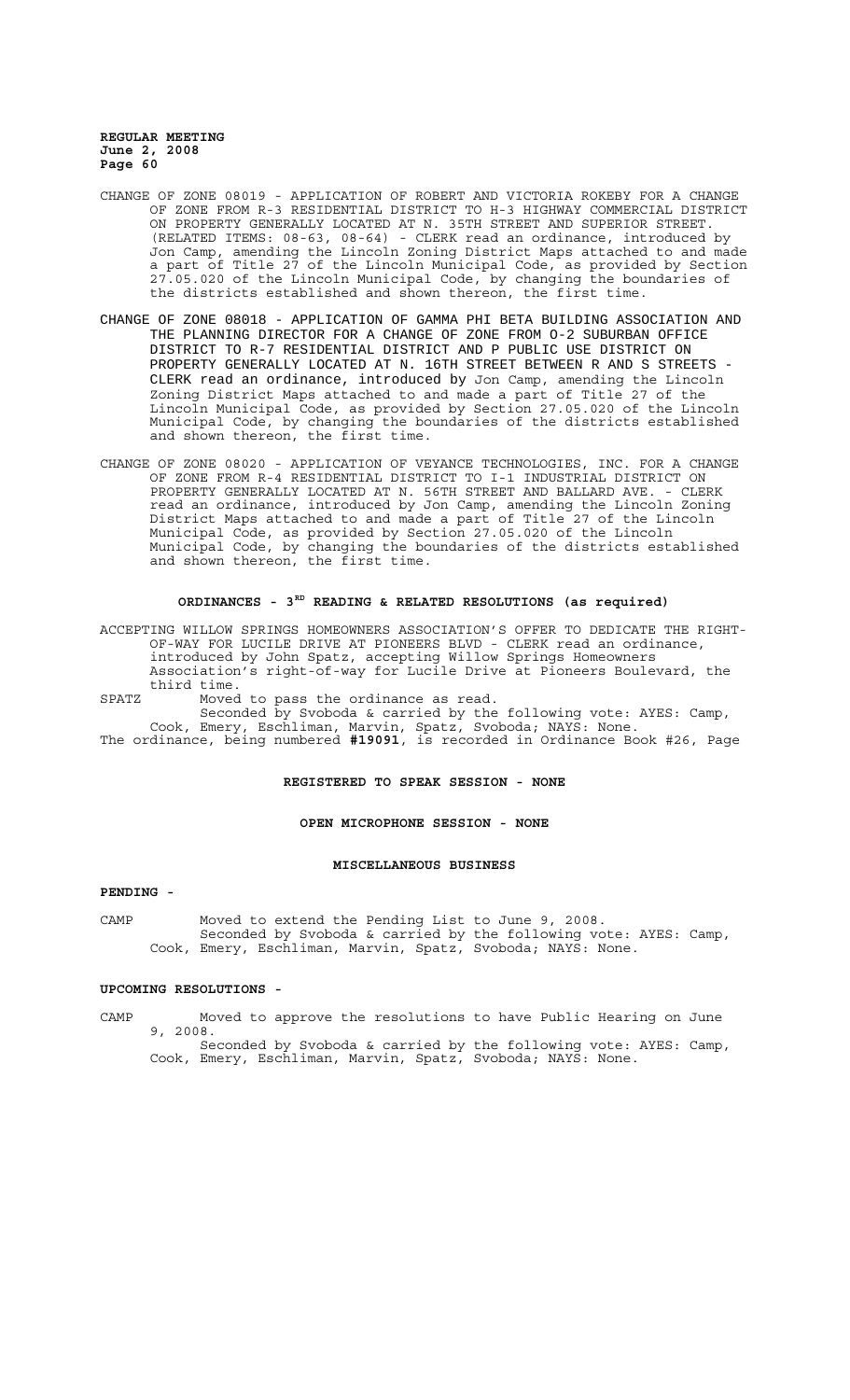CHANGE OF ZONE 08019 - APPLICATION OF ROBERT AND VICTORIA ROKEBY FOR A CHANGE OF ZONE FROM R-3 RESIDENTIAL DISTRICT TO H-3 HIGHWAY COMMERCIAL DISTRICT ON PROPERTY GENERALLY LOCATED AT N. 35TH STREET AND SUPERIOR STREET. (RELATED ITEMS: 08-63, 08-64) - CLERK read an ordinance, introduced by Jon Camp, amending the Lincoln Zoning District Maps attached to and made a part of Title 27 of the Lincoln Municipal Code, as provided by Section 27.05.020 of the Lincoln Municipal Code, by changing the boundaries of the districts established and shown thereon, the first time.

CHANGE OF ZONE 08018 - APPLICATION OF GAMMA PHI BETA BUILDING ASSOCIATION AND THE PLANNING DIRECTOR FOR A CHANGE OF ZONE FROM O-2 SUBURBAN OFFICE DISTRICT TO R-7 RESIDENTIAL DISTRICT AND P PUBLIC USE DISTRICT ON PROPERTY GENERALLY LOCATED AT N. 16TH STREET BETWEEN R AND S STREETS - CLERK read an ordinance, introduced by Jon Camp, amending the Lincoln Zoning District Maps attached to and made a part of Title 27 of the Lincoln Municipal Code, as provided by Section 27.05.020 of the Lincoln Municipal Code, by changing the boundaries of the districts established and shown thereon, the first time.

CHANGE OF ZONE 08020 - APPLICATION OF VEYANCE TECHNOLOGIES, INC. FOR A CHANGE OF ZONE FROM R-4 RESIDENTIAL DISTRICT TO I-1 INDUSTRIAL DISTRICT ON PROPERTY GENERALLY LOCATED AT N. 56TH STREET AND BALLARD AVE. - CLERK read an ordinance, introduced by Jon Camp, amending the Lincoln Zoning District Maps attached to and made a part of Title 27 of the Lincoln Municipal Code, as provided by Section 27.05.020 of the Lincoln Municipal Code, by changing the boundaries of the districts established and shown thereon, the first time.

## ORDINANCES - 3RD READING & RELATED RESOLUTIONS (as required)

ACCEPTING WILLOW SPRINGS HOMEOWNERS ASSOCIATION'S OFFER TO DEDICATE THE RIGHT-OF-WAY FOR LUCILE DRIVE AT PIONEERS BLVD - CLERK read an ordinance, introduced by John Spatz, accepting Willow Springs Homeowners Association's right-of-way for Lucile Drive at Pioneers Boulevard, the third time.

SPATZ Moved to pass the ordinance as read.
Seconded by Svoboda & carried by the following vote: AYES: Camp, Cook, Emery, Eschliman, Marvin, Spatz, Svoboda; NAYS: None.

The ordinance, being numbered **#19091**, is recorded in Ordinance Book #26, Page

## REGISTERED TO SPEAK SESSION - NONE

## OPEN MICROPHONE SESSION - NONE

## MISCELLANEOUS BUSINESS

**PENDING -**

CAMP Moved to extend the Pending List to June 9, 2008.
Seconded by Svoboda & carried by the following vote: AYES: Camp, Cook, Emery, Eschliman, Marvin, Spatz, Svoboda; NAYS: None.

**UPCOMING RESOLUTIONS -**

CAMP Moved to approve the resolutions to have Public Hearing on June 9, 2008.
Seconded by Svoboda & carried by the following vote: AYES: Camp, Cook, Emery, Eschliman, Marvin, Spatz, Svoboda; NAYS: None.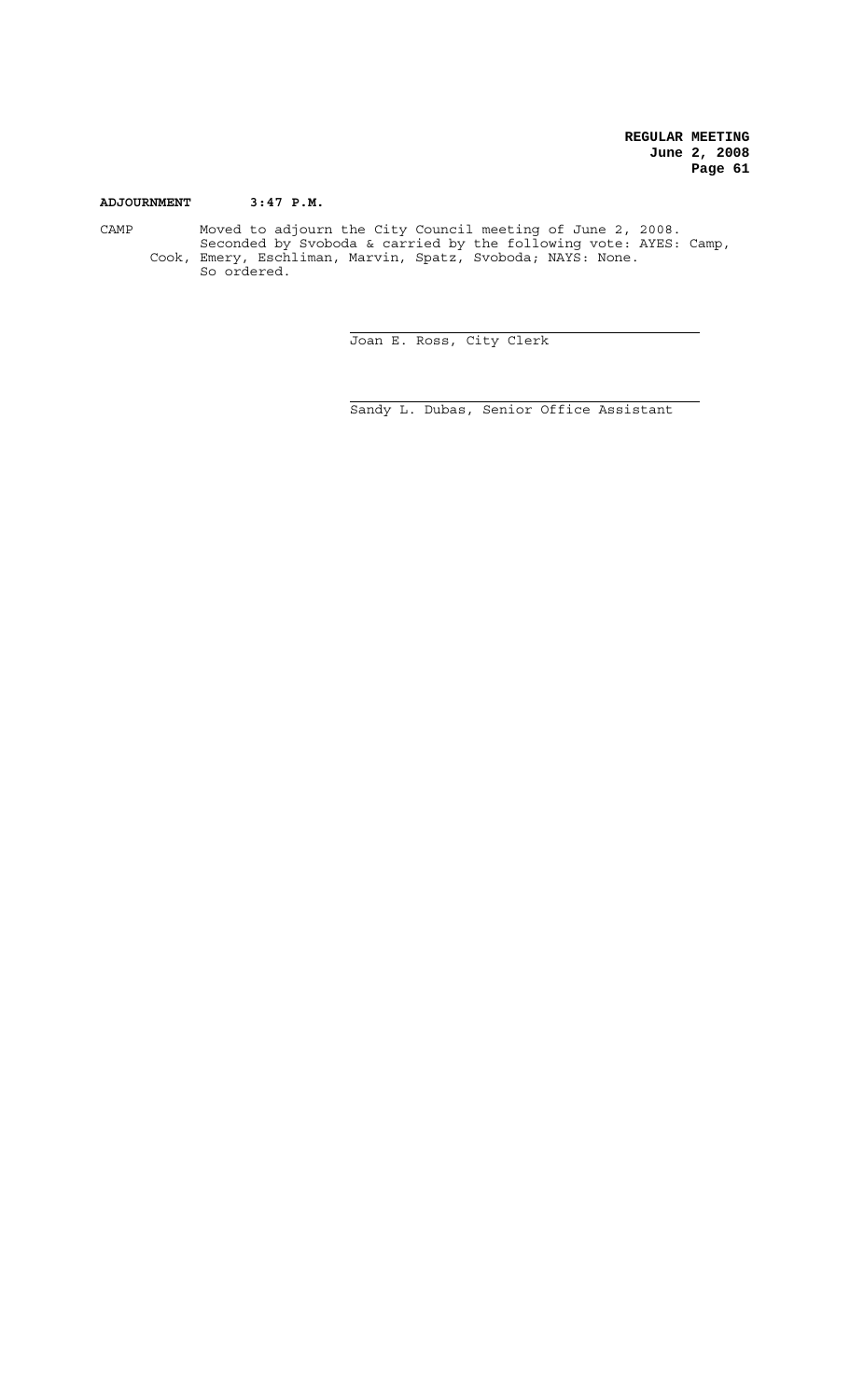**ADJOURNMENT 3:47 P.M.**

CAMP Moved to adjourn the City Council meeting of June 2, 2008. Seconded by Svoboda & carried by the following vote: AYES: Camp, Cook, Emery, Eschliman, Marvin, Spatz, Svoboda; NAYS: None. So ordered.

Joan E. Ross, City Clerk

Sandy L. Dubas, Senior Office Assistant